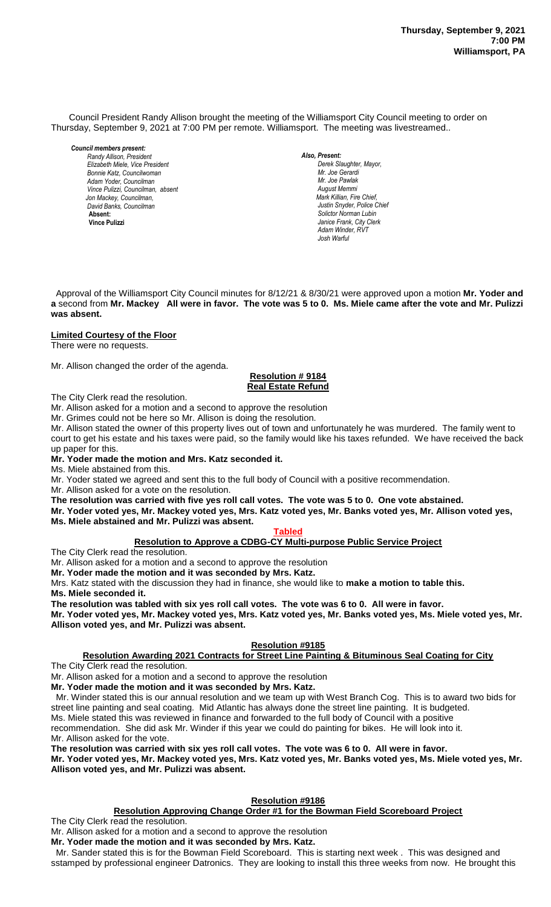**Thursday, September 9, 2021**
**7:00 PM**
**Williamsport, PA**

Council President Randy Allison brought the meeting of the Williamsport City Council meeting to order on Thursday, September 9, 2021 at 7:00 PM per remote. Williamsport. The meeting was livestreamed..

***Council members present:***
*Randy Allison, President*
*Elizabeth Miele, Vice President*
*Bonnie Katz, Councilwoman*
*Adam Yoder, Councilman*
*Vince Pulizzi, Councilman, absent*
*Jon Mackey, Councilman,*
*David Banks, Councilman*
**Absent:**
**Vince Pulizzi**

***Also, Present:***
*Derek Slaughter, Mayor,*
*Mr. Joe Gerardi*
*Mr. Joe Pawlak*
*August Memmi*
*Mark Killian, Fire Chief,*
*Justin Snyder, Police Chief*
*Solictor Norman Lubin*
*Janice Frank, City Clerk*
*Adam Winder, RVT*
*Josh Warful*

Approval of the Williamsport City Council minutes for 8/12/21 & 8/30/21 were approved upon a motion **Mr. Yoder and a** second from **Mr. Mackey All were in favor. The vote was 5 to 0. Ms. Miele came after the vote and Mr. Pulizzi was absent.**

**Limited Courtesy of the Floor**

There were no requests.

Mr. Allison changed the order of the agenda.

**Resolution # 9184**
**Real Estate Refund**

The City Clerk read the resolution.

Mr. Allison asked for a motion and a second to approve the resolution

Mr. Grimes could not be here so Mr. Allison is doing the resolution.

Mr. Allison stated the owner of this property lives out of town and unfortunately he was murdered. The family went to court to get his estate and his taxes were paid, so the family would like his taxes refunded. We have received the back up paper for this.

**Mr. Yoder made the motion and Mrs. Katz seconded it.**

Ms. Miele abstained from this.

Mr. Yoder stated we agreed and sent this to the full body of Council with a positive recommendation.

Mr. Allison asked for a vote on the resolution.

**The resolution was carried with five yes roll call votes. The vote was 5 to 0. One vote abstained.**

**Mr. Yoder voted yes, Mr. Mackey voted yes, Mrs. Katz voted yes, Mr. Banks voted yes, Mr. Allison voted yes, Ms. Miele abstained and Mr. Pulizzi was absent.**

**Tabled**

**Resolution to Approve a CDBG-CY Multi-purpose Public Service Project**

The City Clerk read the resolution.

Mr. Allison asked for a motion and a second to approve the resolution

**Mr. Yoder made the motion and it was seconded by Mrs. Katz.**

Mrs. Katz stated with the discussion they had in finance, she would like to **make a motion to table this.**

**Ms. Miele seconded it.**

**The resolution was tabled with six yes roll call votes. The vote was 6 to 0. All were in favor.**

**Mr. Yoder voted yes, Mr. Mackey voted yes, Mrs. Katz voted yes, Mr. Banks voted yes, Ms. Miele voted yes, Mr. Allison voted yes, and Mr. Pulizzi was absent.**

**Resolution #9185**

**Resolution Awarding 2021 Contracts for Street Line Painting & Bituminous Seal Coating for City**

The City Clerk read the resolution.

Mr. Allison asked for a motion and a second to approve the resolution

**Mr. Yoder made the motion and it was seconded by Mrs. Katz.**

Mr. Winder stated this is our annual resolution and we team up with West Branch Cog. This is to award two bids for street line painting and seal coating. Mid Atlantic has always done the street line painting. It is budgeted.

Ms. Miele stated this was reviewed in finance and forwarded to the full body of Council with a positive recommendation. She did ask Mr. Winder if this year we could do painting for bikes. He will look into it.

Mr. Allison asked for the vote.

**The resolution was carried with six yes roll call votes. The vote was 6 to 0. All were in favor.**

**Mr. Yoder voted yes, Mr. Mackey voted yes, Mrs. Katz voted yes, Mr. Banks voted yes, Ms. Miele voted yes, Mr. Allison voted yes, and Mr. Pulizzi was absent.**

**Resolution #9186**

**Resolution Approving Change Order #1 for the Bowman Field Scoreboard Project**

The City Clerk read the resolution.

Mr. Allison asked for a motion and a second to approve the resolution

**Mr. Yoder made the motion and it was seconded by Mrs. Katz.**

Mr. Sander stated this is for the Bowman Field Scoreboard. This is starting next week . This was designed and sstamped by professional engineer Datronics. They are looking to install this three weeks from now. He brought this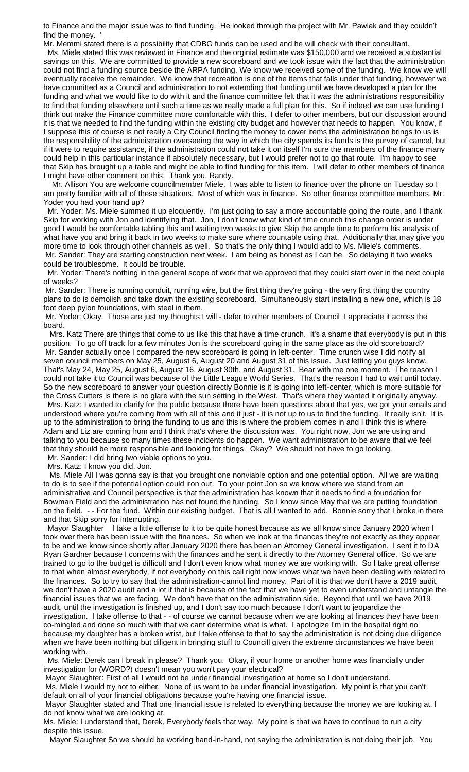to Finance and the major issue was to find funding. He looked through the project with Mr. Pawlak and they couldn't find the money. '

Mr. Memmi stated there is a possibility that CDBG funds can be used and he will check with their consultant.

Ms. Miele stated this was reviewed in Finance and the orginial estimate was $150,000 and we received a substantial savings on this. We are committed to provide a new scoreboard and we took issue with the fact that the administration could not find a funding source beside the ARPA funding. We know we received some of the funding. We know we will eventually receive the remainder. We know that recreation is one of the items that falls under that funding, however we have committed as a Council and administration to not extending that funding until we have developed a plan for the funding and what we would like to do with it and the finance committee felt that it was the administrations responsibility to find that funding elsewhere until such a time as we really made a full plan for this. So if indeed we can use funding I think out make the Finance committee more comfortable with this. I defer to other members, but our discussion around it is that we needed to find the funding within the existing city budget and however that needs to happen. You know, if I suppose this of course is not really a City Council finding the money to cover items the administration brings to us is the responsibility of the administration overseeing the way in which the city spends its funds is the purvey of cancel, but if it were to require assistance, if the administration could not take it on itself I'm sure the members of the finance many could help in this particular instance if absolutely necessary, but I would prefer not to go that route. I'm happy to see that Skip has brought up a table and might be able to find funding for this item. I will defer to other members of finance I might have other comment on this. Thank you, Randy.

Mr. Allison You are welcome councilmember Miele. I was able to listen to finance over the phone on Tuesday so I am pretty familiar with all of these situations. Most of which was in finance. So other finance committee members, Mr. Yoder you had your hand up?

Mr. Yoder: Ms. Miele summed it up eloquently. I'm just going to say a more accountable going the route, and I thank Skip for working with Jon and identifying that. Jon, I don't know what kind of time crunch this change order is under good I would be comfortable tabling this and waiting two weeks to give Skip the ample time to perform his analysis of what have you and bring it back in two weeks to make sure where countable using that. Additionally that may give you more time to look through other channels as well. So that's the only thing I would add to Ms. Miele's comments.

Mr. Sander: They are starting construction next week. I am being as honest as I can be. So delaying it two weeks could be troublesome. It could be trouble.

Mr. Yoder: There's nothing in the general scope of work that we approved that they could start over in the next couple of weeks?

Mr. Sander: There is running conduit, running wire, but the first thing they're going - the very first thing the country plans to do is demolish and take down the existing scoreboard. Simultaneously start installing a new one, which is 18 foot deep pylon foundations, with steel in them.

Mr. Yoder: Okay. Those are just my thoughts I will - defer to other members of Council I appreciate it across the board.

Mrs. Katz There are things that come to us like this that have a time crunch. It's a shame that everybody is put in this position. To go off track for a few minutes Jon is the scoreboard going in the same place as the old scoreboard?

Mr. Sander actually once I compared the new scoreboard is going in left-center. Time crunch wise I did notify all seven council members on May 25, August 6, August 20 and August 31 of this issue. Just letting you guys know. That's May 24, May 25, August 6, August 16, August 30th, and August 31. Bear with me one moment. The reason I could not take it to Council was because of the Little League World Series. That's the reason I had to wait until today. So the new scoreboard to answer your question directly Bonnie is it is going into left-center, which is more suitable for the Cross Cutters is there is no glare with the sun setting in the West. That's where they wanted it originally anyway.

Mrs. Katz: I wanted to clarify for the public because there have been questions about that yes, we got your emails and understood where you're coming from with all of this and it just - it is not up to us to find the funding. It really isn't. It is up to the administration to bring the funding to us and this is where the problem comes in and I think this is where Adam and Liz are coming from and I think that's where the discussion was. You right now, Jon we are using and talking to you because so many times these incidents do happen. We want administration to be aware that we feel that they should be more responsible and looking for things. Okay? We should not have to go looking.

Mr. Sander: I did bring two viable options to you.

Mrs. Katz: I know you did, Jon.

Ms. Miele All I was gonna say is that you brought one nonviable option and one potential option. All we are waiting to do is to see if the potential option could iron out. To your point Jon so we know where we stand from an administrative and Council perspective is that the administration has known that it needs to find a foundation for Bowman Field and the administration has not found the funding. So I know since May that we are putting foundation on the field. - - For the fund. Within our existing budget. That is all I wanted to add. Bonnie sorry that I broke in there and that Skip sorry for interrupting.

Mayor Slaughter I take a little offense to it to be quite honest because as we all know since January 2020 when I took over there has been issue with the finances. So when we look at the finances they're not exactly as they appear to be and we know since shortly after January 2020 there has been an Attorney General investigation. I sent it to DA Ryan Gardner because I concerns with the finances and he sent it directly to the Attorney General office. So we are trained to go to the budget is difficult and I don't even know what money we are working with. So I take great offense to that when almost everybody, if not everybody on this call right now knows what we have been dealing with related to the finances. So to try to say that the administration-cannot find money. Part of it is that we don't have a 2019 audit, we don't have a 2020 audit and a lot if that is because of the fact that we have yet to even understand and untangle the financial issues that we are facing. We don't have that on the administration side. Beyond that until we have 2019 audit, until the investigation is finished up, and I don't say too much because I don't want to jeopardize the investigation. I take offense to that - - of course we cannot because when we are looking at finances they have been co-mingled and done so much with that we cant determine what is what. I apologize I'm in the hospital right no because my daughter has a broken wrist, but I take offense to that to say the administration is not doing due diligence when we have been nothing but diligent in bringing stuff to Councill given the extreme circumstances we have been working with.

Ms. Miele: Derek can I break in please? Thank you. Okay, if your home or another home was financially under investigation for (WORD?) doesn't mean you won't pay your electrical?

Mayor Slaughter: First of all I would not be under financial investigation at home so I don't understand.

Ms. Miele I would try not to either. None of us want to be under financial investigation. My point is that you can't default on all of your financial obligations because you're having one financial issue.

Mayor Slaughter stated and That one financial issue is related to everything because the money we are looking at, I do not know what we are looking at.

Ms. Miele: I understand that, Derek, Everybody feels that way. My point is that we have to continue to run a city despite this issue.

Mayor Slaughter So we should be working hand-in-hand, not saying the administration is not doing their job. You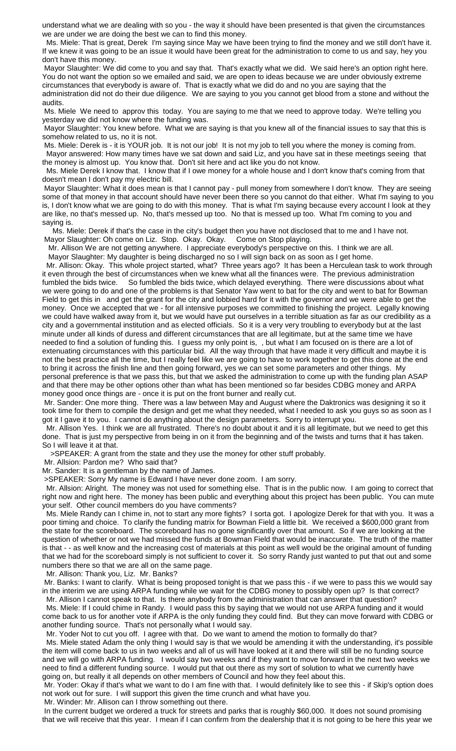understand what we are dealing with so you - the way it should have been presented is that given the circumstances we are under we are doing the best we can to find this money.

Ms. Miele: That is great, Derek I'm saying since May we have been trying to find the money and we still don't have it. If we knew it was going to be an issue it would have been great for the administration to come to us and say, hey you don't have this money.

Mayor Slaughter: We did come to you and say that. That's exactly what we did. We said here's an option right here. You do not want the option so we emailed and said, we are open to ideas because we are under obviously extreme circumstances that everybody is aware of. That is exactly what we did do and no you are saying that the administration did not do their due diligence. We are saying to you you cannot get blood from a stone and without the audits.

Ms. Miele We need to approv this today. You are saying to me that we need to approve today. We're telling you yesterday we did not know where the funding was.

Mayor Slaughter: You knew before. What we are saying is that you knew all of the financial issues to say that this is somehow related to us, no it is not.

Ms. Miele: Derek is - it is YOUR job. It is not our job! It is not my job to tell you where the money is coming from.

Mayor answered: How many times have we sat down and said Liz, and you have sat in these meetings seeing that the money is almost up. You know that. Don't sit here and act like you do not know.

Ms. Miele Derek I know that. I know that if I owe money for a whole house and I don't know that's coming from that doesn't mean I don't pay my electric bill.

Mayor Slaughter: What it does mean is that I cannot pay - pull money from somewhere I don't know. They are seeing some of that money in that account should have never been there so you cannot do that either. What I'm saying to you is, I don't know what we are going to do with this money. That is what I'm saying because every account I look at they are like, no that's messed up. No, that's messed up too. No that is messed up too. What I'm coming to you and saying is.

Ms. Miele: Derek if that's the case in the city's budget then you have not disclosed that to me and I have not.

Mayor Slaughter: Oh come on Liz. Stop. Okay. Okay. Come on Stop playing.

Mr. Allison We are not getting anywhere. I appreciate everybody's perspective on this. I think we are all.

Mayor Slaughter: My daughter is being discharged no so I will sign back on as soon as I get home.

Mr. Allison: Okay. This whole project started, what? Three years ago? It has been a Herculean task to work through it even through the best of circumstances when we knew what all the finances were. The previous administration fumbled the bids twice. So fumbled the bids twice, which delayed everything. There were discussions about what we were going to do and one of the problems is that Senator Yaw went to bat for the city and went to bat for Bowman Field to get this in and get the grant for the city and lobbied hard for it with the governor and we were able to get the money. Once we accepted that we - for all intensive purposes we committed to finishing the project. Legally knowing we could have walked away from it, but we would have put ourselves in a terrible situation as far as our credibility as a city and a governmental institution and as elected officials. So it is a very very troubling to everybody but at the last minute under all kinds of duress and different circumstances that are all legitimate, but at the same time we have needed to find a solution of funding this. I guess my only point is, , but what I am focused on is there are a lot of extenuating circumstances with this particular bid. All the way through that have made it very difficult and maybe it is not the best practice all the time, but I really feel like we are going to have to work together to get this done at the end to bring it across the finish line and then going forward, yes we can set some parameters and other things. My personal preference is that we pass this, but that we asked the administration to come up with the funding plan ASAP and that there may be other options other than what has been mentioned so far besides CDBG money and ARPA money good once things are - once it is put on the front burner and really cut.

Mr. Sander: One more thing. There was a law between May and August where the Daktronics was designing it so it took time for them to compile the design and get me what they needed, what I needed to ask you guys so as soon as I got it I gave it to you. I cannot do anything about the design parameters. Sorry to interrupt you.

Mr. Allison Yes. I think we are all frustrated. There's no doubt about it and it is all legitimate, but we need to get this done. That is just my perspective from being in on it from the beginning and of the twists and turns that it has taken. So I will leave it at that.

>SPEAKER: A grant from the state and they use the money for other stuff probably.

Mr. Allsion: Pardon me? Who said that?

Mr. Sander: It is a gentleman by the name of James.

>SPEAKER: Sorry My name is Edward I have never done zoom. I am sorry.

Mr. Allsion: Alright. The money was not used for something else. That is in the public now. I am going to correct that right now and right here. The money has been public and everything about this project has been public. You can mute your self. Other council members do you have comments?

Ms. Miele Randy can I chime in, not to start any more fights? I sorta got. I apologize Derek for that with you. It was a poor timing and choice. To clarify the funding matrix for Bowman Field a little bit. We received a $600,000 grant from the state for the scoreboard. The scoreboard has no gone significantly over that amount. So if we are looking at the question of whether or not we had missed the funds at Bowman Field that would be inaccurate. The truth of the matter is that - - as well know and the increasing cost of materials at this point as well would be the original amount of funding that we had for the scoreboard simply is not sufficient to cover it. So sorry Randy just wanted to put that out and some numbers there so that we are all on the same page.

Mr. Allison: Thank you, Liz. Mr. Banks?

Mr. Banks: I want to clarify. What is being proposed tonight is that we pass this - if we were to pass this we would say in the interim we are using ARPA funding while we wait for the CDBG money to possibly open up? Is that correct?

Mr. Allison I cannot speak to that. Is there anybody from the administration that can answer that question?

Ms. Miele: If I could chime in Randy. I would pass this by saying that we would not use ARPA funding and it would come back to us for another vote if ARPA is the only funding they could find. But they can move forward with CDBG or another funding source. That's not personally what I would say.

Mr. Yoder Not to cut you off. I agree with that. Do we want to amend the motion to formally do that?

Ms. Miele stated Adam the only thing I would say is that we would be amending it with the understanding, it's possible the item will come back to us in two weeks and all of us will have looked at it and there will still be no funding source and we will go with ARPA funding. I would say two weeks and if they want to move forward in the next two weeks we need to find a different funding source. I would put that out there as my sort of solution to what we currently have going on, but really it all depends on other members of Council and how they feel about this.

Mr. Yoder: Okay if that's what we want to do I am fine with that. I would definitely like to see this - if Skip's option does not work out for sure. I will support this given the time crunch and what have you.

Mr. Winder: Mr. Allison can I throw something out there.

In the current budget we ordered a truck for streets and parks that is roughly $60,000. It does not sound promising that we will receive that this year. I mean if I can confirm from the dealership that it is not going to be here this year we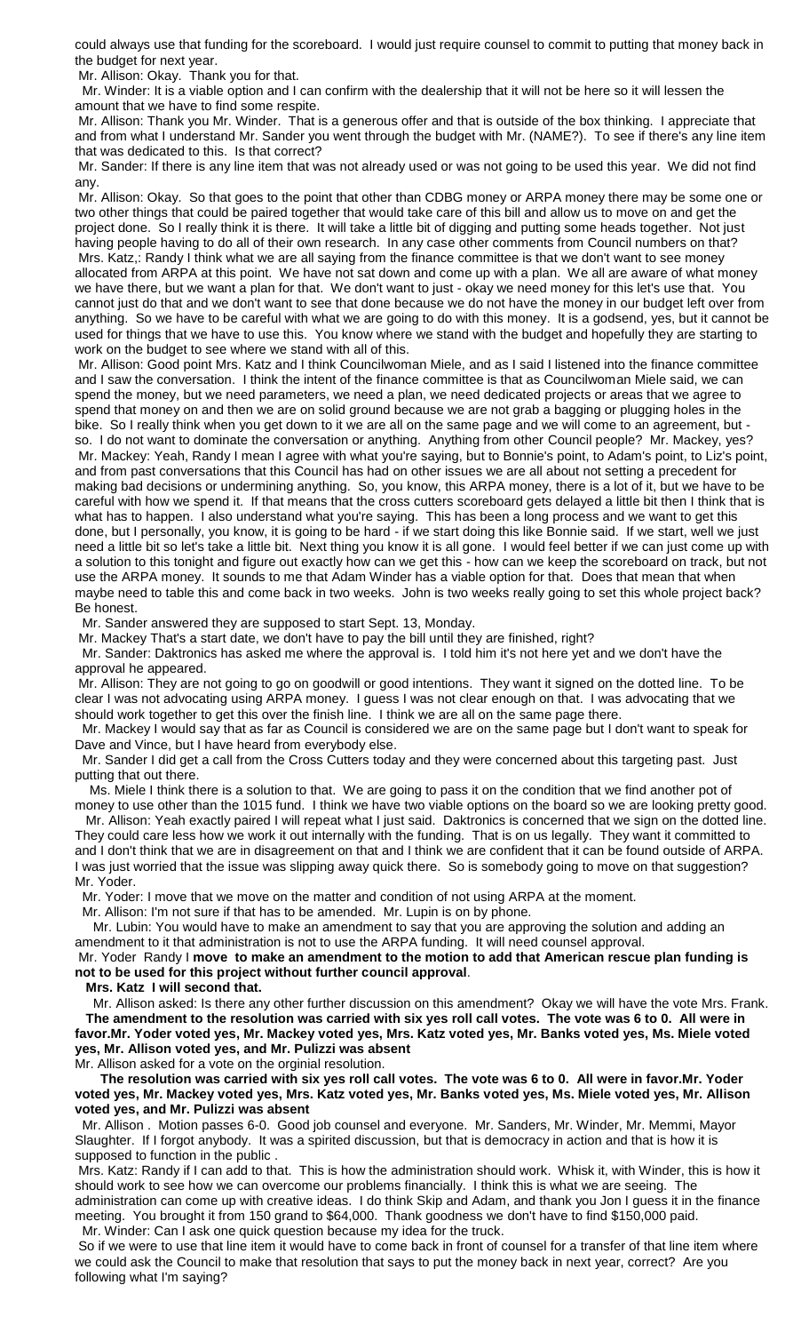could always use that funding for the scoreboard. I would just require counsel to commit to putting that money back in the budget for next year.

Mr. Allison: Okay. Thank you for that.

Mr. Winder: It is a viable option and I can confirm with the dealership that it will not be here so it will lessen the amount that we have to find some respite.

Mr. Allison: Thank you Mr. Winder. That is a generous offer and that is outside of the box thinking. I appreciate that and from what I understand Mr. Sander you went through the budget with Mr. (NAME?). To see if there's any line item that was dedicated to this. Is that correct?

Mr. Sander: If there is any line item that was not already used or was not going to be used this year. We did not find any.

Mr. Allison: Okay. So that goes to the point that other than CDBG money or ARPA money there may be some one or two other things that could be paired together that would take care of this bill and allow us to move on and get the project done. So I really think it is there. It will take a little bit of digging and putting some heads together. Not just having people having to do all of their own research. In any case other comments from Council numbers on that?

Mrs. Katz,: Randy I think what we are all saying from the finance committee is that we don't want to see money allocated from ARPA at this point. We have not sat down and come up with a plan. We all are aware of what money we have there, but we want a plan for that. We don't want to just - okay we need money for this let's use that. You cannot just do that and we don't want to see that done because we do not have the money in our budget left over from anything. So we have to be careful with what we are going to do with this money. It is a godsend, yes, but it cannot be used for things that we have to use this. You know where we stand with the budget and hopefully they are starting to work on the budget to see where we stand with all of this.

Mr. Allison: Good point Mrs. Katz and I think Councilwoman Miele, and as I said I listened into the finance committee and I saw the conversation. I think the intent of the finance committee is that as Councilwoman Miele said, we can spend the money, but we need parameters, we need a plan, we need dedicated projects or areas that we agree to spend that money on and then we are on solid ground because we are not grab a bagging or plugging holes in the bike. So I really think when you get down to it we are all on the same page and we will come to an agreement, but - so. I do not want to dominate the conversation or anything. Anything from other Council people? Mr. Mackey, yes?

Mr. Mackey: Yeah, Randy I mean I agree with what you're saying, but to Bonnie's point, to Adam's point, to Liz's point, and from past conversations that this Council has had on other issues we are all about not setting a precedent for making bad decisions or undermining anything. So, you know, this ARPA money, there is a lot of it, but we have to be careful with how we spend it. If that means that the cross cutters scoreboard gets delayed a little bit then I think that is what has to happen. I also understand what you're saying. This has been a long process and we want to get this done, but I personally, you know, it is going to be hard - if we start doing this like Bonnie said. If we start, well we just need a little bit so let's take a little bit. Next thing you know it is all gone. I would feel better if we can just come up with a solution to this tonight and figure out exactly how can we get this - how can we keep the scoreboard on track, but not use the ARPA money. It sounds to me that Adam Winder has a viable option for that. Does that mean that when maybe need to table this and come back in two weeks. John is two weeks really going to set this whole project back? Be honest.

Mr. Sander answered they are supposed to start Sept. 13, Monday.

Mr. Mackey That's a start date, we don't have to pay the bill until they are finished, right?

Mr. Sander: Daktronics has asked me where the approval is. I told him it's not here yet and we don't have the approval he appeared.

Mr. Allison: They are not going to go on goodwill or good intentions. They want it signed on the dotted line. To be clear I was not advocating using ARPA money. I guess I was not clear enough on that. I was advocating that we should work together to get this over the finish line. I think we are all on the same page there.

Mr. Mackey I would say that as far as Council is considered we are on the same page but I don't want to speak for Dave and Vince, but I have heard from everybody else.

Mr. Sander I did get a call from the Cross Cutters today and they were concerned about this targeting past. Just putting that out there.

Ms. Miele I think there is a solution to that. We are going to pass it on the condition that we find another pot of money to use other than the 1015 fund. I think we have two viable options on the board so we are looking pretty good.

Mr. Allison: Yeah exactly paired I will repeat what I just said. Daktronics is concerned that we sign on the dotted line. They could care less how we work it out internally with the funding. That is on us legally. They want it committed to and I don't think that we are in disagreement on that and I think we are confident that it can be found outside of ARPA. I was just worried that the issue was slipping away quick there. So is somebody going to move on that suggestion? Mr. Yoder.

Mr. Yoder: I move that we move on the matter and condition of not using ARPA at the moment.

Mr. Allison: I'm not sure if that has to be amended. Mr. Lupin is on by phone.

Mr. Lubin: You would have to make an amendment to say that you are approving the solution and adding an amendment to it that administration is not to use the ARPA funding. It will need counsel approval.

Mr. Yoder Randy I **move to make an amendment to the motion to add that American rescue plan funding is not to be used for this project without further council approval**.

**Mrs. Katz I will second that.**

Mr. Allison asked: Is there any other further discussion on this amendment? Okay we will have the vote Mrs. Frank.

**The amendment to the resolution was carried with six yes roll call votes. The vote was 6 to 0. All were in favor.Mr. Yoder voted yes, Mr. Mackey voted yes, Mrs. Katz voted yes, Mr. Banks voted yes, Ms. Miele voted yes, Mr. Allison voted yes, and Mr. Pulizzi was absent**

Mr. Allison asked for a vote on the orginial resolution.

**The resolution was carried with six yes roll call votes. The vote was 6 to 0. All were in favor.Mr. Yoder voted yes, Mr. Mackey voted yes, Mrs. Katz voted yes, Mr. Banks voted yes, Ms. Miele voted yes, Mr. Allison voted yes, and Mr. Pulizzi was absent**

Mr. Allison . Motion passes 6-0. Good job counsel and everyone. Mr. Sanders, Mr. Winder, Mr. Memmi, Mayor Slaughter. If I forgot anybody. It was a spirited discussion, but that is democracy in action and that is how it is supposed to function in the public .

Mrs. Katz: Randy if I can add to that. This is how the administration should work. Whisk it, with Winder, this is how it should work to see how we can overcome our problems financially. I think this is what we are seeing. The administration can come up with creative ideas. I do think Skip and Adam, and thank you Jon I guess it in the finance meeting. You brought it from 150 grand to $64,000. Thank goodness we don't have to find $150,000 paid.

Mr. Winder: Can I ask one quick question because my idea for the truck.

So if we were to use that line item it would have to come back in front of counsel for a transfer of that line item where we could ask the Council to make that resolution that says to put the money back in next year, correct? Are you following what I'm saying?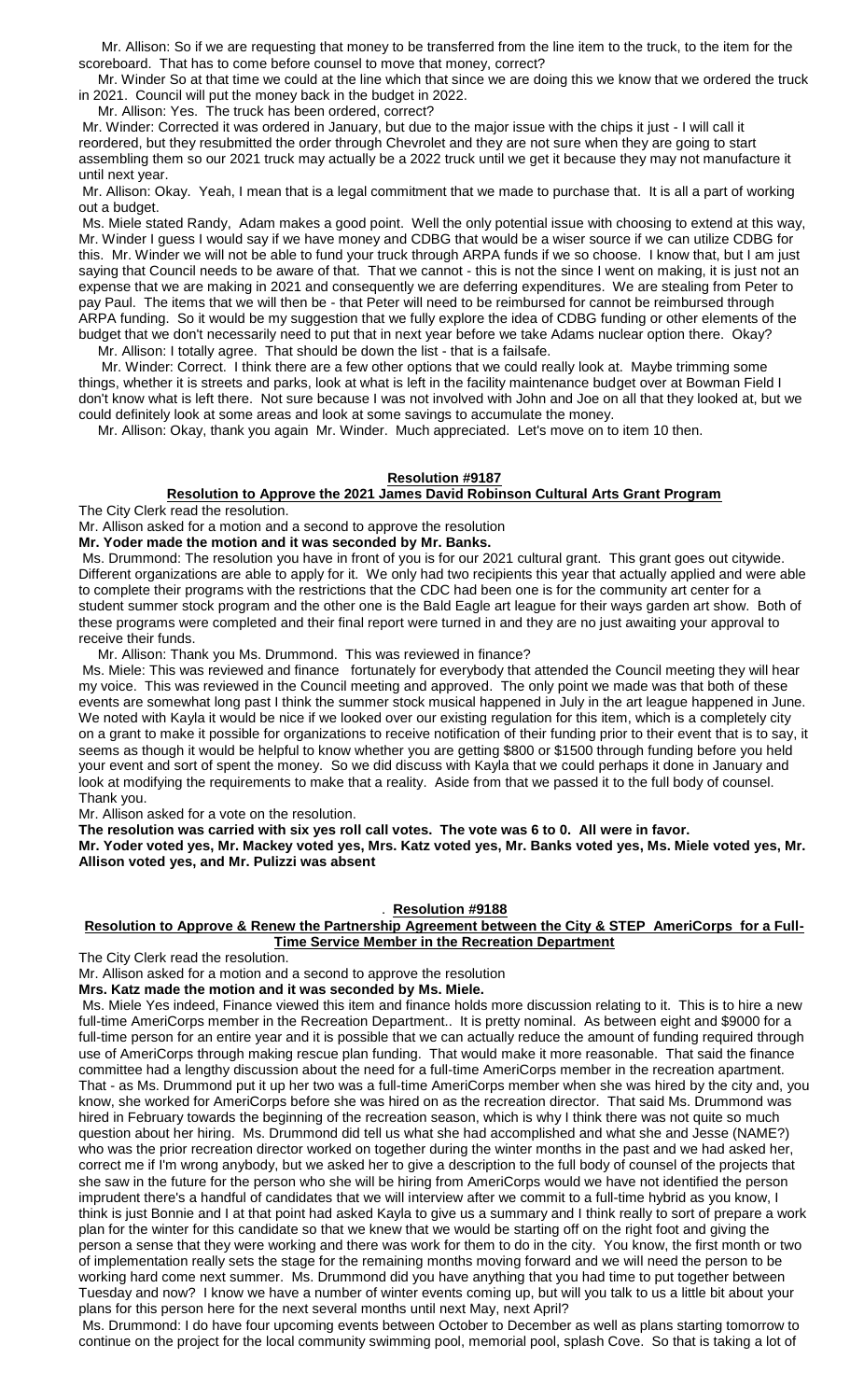Mr. Allison: So if we are requesting that money to be transferred from the line item to the truck, to the item for the scoreboard. That has to come before counsel to move that money, correct?

Mr. Winder So at that time we could at the line which that since we are doing this we know that we ordered the truck in 2021. Council will put the money back in the budget in 2022.

Mr. Allison: Yes. The truck has been ordered, correct?

Mr. Winder: Corrected it was ordered in January, but due to the major issue with the chips it just - I will call it reordered, but they resubmitted the order through Chevrolet and they are not sure when they are going to start assembling them so our 2021 truck may actually be a 2022 truck until we get it because they may not manufacture it until next year.

Mr. Allison: Okay. Yeah, I mean that is a legal commitment that we made to purchase that. It is all a part of working out a budget.

Ms. Miele stated Randy, Adam makes a good point. Well the only potential issue with choosing to extend at this way, Mr. Winder I guess I would say if we have money and CDBG that would be a wiser source if we can utilize CDBG for this. Mr. Winder we will not be able to fund your truck through ARPA funds if we so choose. I know that, but I am just saying that Council needs to be aware of that. That we cannot - this is not the since I went on making, it is just not an expense that we are making in 2021 and consequently we are deferring expenditures. We are stealing from Peter to pay Paul. The items that we will then be - that Peter will need to be reimbursed for cannot be reimbursed through ARPA funding. So it would be my suggestion that we fully explore the idea of CDBG funding or other elements of the budget that we don't necessarily need to put that in next year before we take Adams nuclear option there. Okay?

Mr. Allison: I totally agree. That should be down the list - that is a failsafe.

Mr. Winder: Correct. I think there are a few other options that we could really look at. Maybe trimming some things, whether it is streets and parks, look at what is left in the facility maintenance budget over at Bowman Field I don't know what is left there. Not sure because I was not involved with John and Joe on all that they looked at, but we could definitely look at some areas and look at some savings to accumulate the money.

Mr. Allison: Okay, thank you again Mr. Winder. Much appreciated. Let's move on to item 10 then.

**Resolution #9187**

**Resolution to Approve the 2021 James David Robinson Cultural Arts Grant Program**

The City Clerk read the resolution.

Mr. Allison asked for a motion and a second to approve the resolution

**Mr. Yoder made the motion and it was seconded by Mr. Banks.**

Ms. Drummond: The resolution you have in front of you is for our 2021 cultural grant. This grant goes out citywide. Different organizations are able to apply for it. We only had two recipients this year that actually applied and were able to complete their programs with the restrictions that the CDC had been one is for the community art center for a student summer stock program and the other one is the Bald Eagle art league for their ways garden art show. Both of these programs were completed and their final report were turned in and they are no just awaiting your approval to receive their funds.

Mr. Allison: Thank you Ms. Drummond. This was reviewed in finance?

Ms. Miele: This was reviewed and finance fortunately for everybody that attended the Council meeting they will hear my voice. This was reviewed in the Council meeting and approved. The only point we made was that both of these events are somewhat long past I think the summer stock musical happened in July in the art league happened in June. We noted with Kayla it would be nice if we looked over our existing regulation for this item, which is a completely city on a grant to make it possible for organizations to receive notification of their funding prior to their event that is to say, it seems as though it would be helpful to know whether you are getting $800 or $1500 through funding before you held your event and sort of spent the money. So we did discuss with Kayla that we could perhaps it done in January and look at modifying the requirements to make that a reality. Aside from that we passed it to the full body of counsel. Thank you.

Mr. Allison asked for a vote on the resolution.

**The resolution was carried with six yes roll call votes. The vote was 6 to 0. All were in favor.**

**Mr. Yoder voted yes, Mr. Mackey voted yes, Mrs. Katz voted yes, Mr. Banks voted yes, Ms. Miele voted yes, Mr. Allison voted yes, and Mr. Pulizzi was absent**

**Resolution #9188**

**Resolution to Approve & Renew the Partnership Agreement between the City & STEP AmeriCorps for a Full-Time Service Member in the Recreation Department**

The City Clerk read the resolution.

Mr. Allison asked for a motion and a second to approve the resolution

**Mrs. Katz made the motion and it was seconded by Ms. Miele.**

Ms. Miele Yes indeed, Finance viewed this item and finance holds more discussion relating to it. This is to hire a new full-time AmeriCorps member in the Recreation Department.. It is pretty nominal. As between eight and $9000 for a full-time person for an entire year and it is possible that we can actually reduce the amount of funding required through use of AmeriCorps through making rescue plan funding. That would make it more reasonable. That said the finance committee had a lengthy discussion about the need for a full-time AmeriCorps member in the recreation apartment. That - as Ms. Drummond put it up her two was a full-time AmeriCorps member when she was hired by the city and, you know, she worked for AmeriCorps before she was hired on as the recreation director. That said Ms. Drummond was hired in February towards the beginning of the recreation season, which is why I think there was not quite so much question about her hiring. Ms. Drummond did tell us what she had accomplished and what she and Jesse (NAME?) who was the prior recreation director worked on together during the winter months in the past and we had asked her, correct me if I'm wrong anybody, but we asked her to give a description to the full body of counsel of the projects that she saw in the future for the person who she will be hiring from AmeriCorps would we have not identified the person imprudent there's a handful of candidates that we will interview after we commit to a full-time hybrid as you know, I think is just Bonnie and I at that point had asked Kayla to give us a summary and I think really to sort of prepare a work plan for the winter for this candidate so that we knew that we would be starting off on the right foot and giving the person a sense that they were working and there was work for them to do in the city. You know, the first month or two of implementation really sets the stage for the remaining months moving forward and we will need the person to be working hard come next summer. Ms. Drummond did you have anything that you had time to put together between Tuesday and now? I know we have a number of winter events coming up, but will you talk to us a little bit about your plans for this person here for the next several months until next May, next April?

Ms. Drummond: I do have four upcoming events between October to December as well as plans starting tomorrow to continue on the project for the local community swimming pool, memorial pool, splash Cove. So that is taking a lot of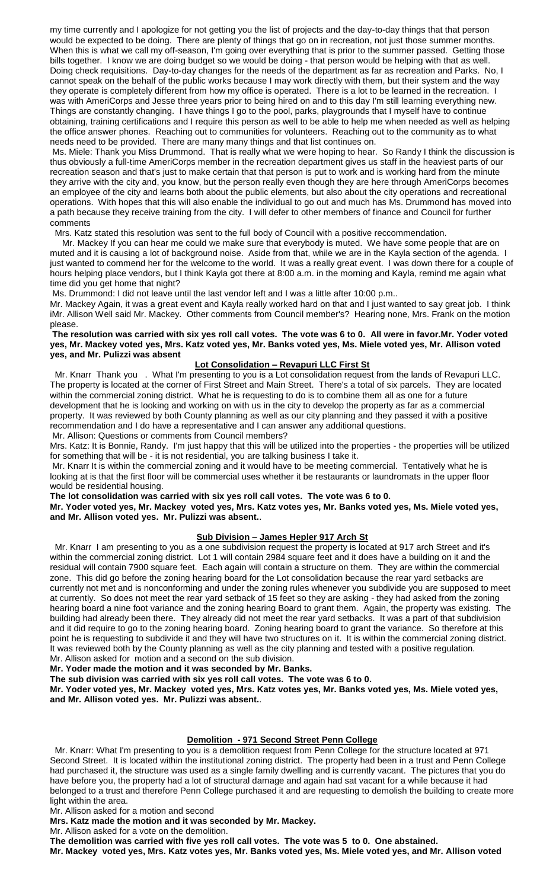my time currently and I apologize for not getting you the list of projects and the day-to-day things that that person would be expected to be doing. There are plenty of things that go on in recreation, not just those summer months. When this is what we call my off-season, I'm going over everything that is prior to the summer passed. Getting those bills together. I know we are doing budget so we would be doing - that person would be helping with that as well. Doing check requisitions. Day-to-day changes for the needs of the department as far as recreation and Parks. No, I cannot speak on the behalf of the public works because I may work directly with them, but their system and the way they operate is completely different from how my office is operated. There is a lot to be learned in the recreation. I was with AmeriCorps and Jesse three years prior to being hired on and to this day I'm still learning everything new. Things are constantly changing. I have things I go to the pool, parks, playgrounds that I myself have to continue obtaining, training certifications and I require this person as well to be able to help me when needed as well as helping the office answer phones. Reaching out to communities for volunteers. Reaching out to the community as to what needs need to be provided. There are many many things and that list continues on.

Ms. Miele: Thank you Miss Drummond. That is really what we were hoping to hear. So Randy I think the discussion is thus obviously a full-time AmeriCorps member in the recreation department gives us staff in the heaviest parts of our recreation season and that's just to make certain that that person is put to work and is working hard from the minute they arrive with the city and, you know, but the person really even though they are here through AmeriCorps becomes an employee of the city and learns both about the public elements, but also about the city operations and recreational operations. With hopes that this will also enable the individual to go out and much has Ms. Drummond has moved into a path because they receive training from the city. I will defer to other members of finance and Council for further comments

Mrs. Katz stated this resolution was sent to the full body of Council with a positive reccommendation.

Mr. Mackey If you can hear me could we make sure that everybody is muted. We have some people that are on muted and it is causing a lot of background noise. Aside from that, while we are in the Kayla section of the agenda. I just wanted to commend her for the welcome to the world. It was a really great event. I was down there for a couple of hours helping place vendors, but I think Kayla got there at 8:00 a.m. in the morning and Kayla, remind me again what time did you get home that night?

Ms. Drummond: I did not leave until the last vendor left and I was a little after 10:00 p.m..

Mr. Mackey Again, it was a great event and Kayla really worked hard on that and I just wanted to say great job. I think iMr. Allison Well said Mr. Mackey. Other comments from Council member's? Hearing none, Mrs. Frank on the motion please.

**The resolution was carried with six yes roll call votes. The vote was 6 to 0. All were in favor.Mr. Yoder voted yes, Mr. Mackey voted yes, Mrs. Katz voted yes, Mr. Banks voted yes, Ms. Miele voted yes, Mr. Allison voted yes, and Mr. Pulizzi was absent**

## Lot Consolidation – Revapuri LLC First St

Mr. Knarr Thank you . What I'm presenting to you is a Lot consolidation request from the lands of Revapuri LLC. The property is located at the corner of First Street and Main Street. There's a total of six parcels. They are located within the commercial zoning district. What he is requesting to do is to combine them all as one for a future development that he is looking and working on with us in the city to develop the property as far as a commercial property. It was reviewed by both County planning as well as our city planning and they passed it with a positive recommendation and I do have a representative and I can answer any additional questions.

Mr. Allison: Questions or comments from Council members?

Mrs. Katz: It is Bonnie, Randy. I'm just happy that this will be utilized into the properties - the properties will be utilized for something that will be - it is not residential, you are talking business I take it.

Mr. Knarr It is within the commercial zoning and it would have to be meeting commercial. Tentatively what he is looking at is that the first floor will be commercial uses whether it be restaurants or laundromats in the upper floor would be residential housing.

**The lot consolidation was carried with six yes roll call votes. The vote was 6 to 0.**

**Mr. Yoder voted yes, Mr. Mackey voted yes, Mrs. Katz votes yes, Mr. Banks voted yes, Ms. Miele voted yes, and Mr. Allison voted yes. Mr. Pulizzi was absent.**.

## Sub Division – James Hepler 917 Arch St

Mr. Knarr I am presenting to you as a one subdivision request the property is located at 917 arch Street and it's within the commercial zoning district. Lot 1 will contain 2984 square feet and it does have a building on it and the residual will contain 7900 square feet. Each again will contain a structure on them. They are within the commercial zone. This did go before the zoning hearing board for the Lot consolidation because the rear yard setbacks are currently not met and is nonconforming and under the zoning rules whenever you subdivide you are supposed to meet at currently. So does not meet the rear yard setback of 15 feet so they are asking - they had asked from the zoning hearing board a nine foot variance and the zoning hearing Board to grant them. Again, the property was existing. The building had already been there. They already did not meet the rear yard setbacks. It was a part of that subdivision and it did require to go to the zoning hearing board. Zoning hearing board to grant the variance. So therefore at this point he is requesting to subdivide it and they will have two structures on it. It is within the commercial zoning district. It was reviewed both by the County planning as well as the city planning and tested with a positive regulation.

Mr. Allison asked for motion and a second on the sub division.

**Mr. Yoder made the motion and it was seconded by Mr. Banks.**

**The sub division was carried with six yes roll call votes. The vote was 6 to 0.**

**Mr. Yoder voted yes, Mr. Mackey voted yes, Mrs. Katz votes yes, Mr. Banks voted yes, Ms. Miele voted yes, and Mr. Allison voted yes. Mr. Pulizzi was absent.**.

## Demolition - 971 Second Street Penn College

Mr. Knarr: What I'm presenting to you is a demolition request from Penn College for the structure located at 971 Second Street. It is located within the institutional zoning district. The property had been in a trust and Penn College had purchased it, the structure was used as a single family dwelling and is currently vacant. The pictures that you do have before you, the property had a lot of structural damage and again had sat vacant for a while because it had belonged to a trust and therefore Penn College purchased it and are requesting to demolish the building to create more light within the area.

Mr. Allison asked for a motion and second

**Mrs. Katz made the motion and it was seconded by Mr. Mackey.**

Mr. Allison asked for a vote on the demolition.

**The demolition was carried with five yes roll call votes. The vote was 5 to 0. One abstained.**

**Mr. Mackey voted yes, Mrs. Katz votes yes, Mr. Banks voted yes, Ms. Miele voted yes, and Mr. Allison voted**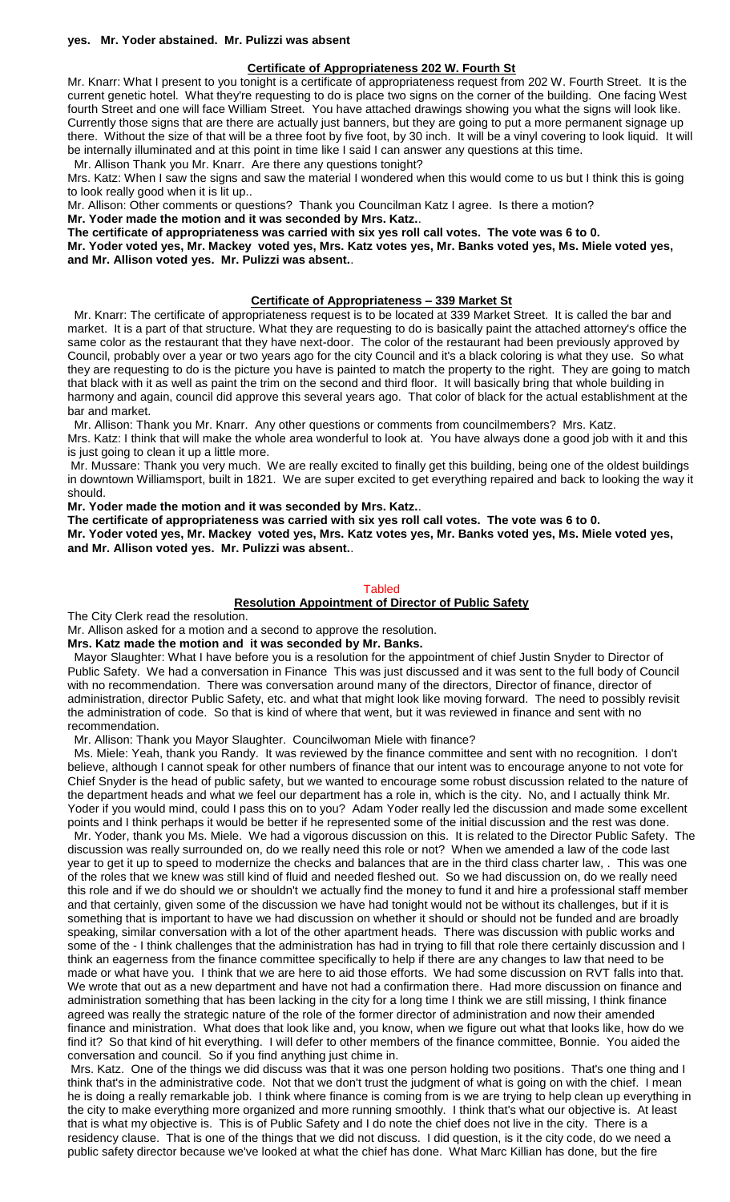**yes. Mr. Yoder abstained. Mr. Pulizzi was absent**

## Certificate of Appropriateness 202 W. Fourth St

Mr. Knarr: What I present to you tonight is a certificate of appropriateness request from 202 W. Fourth Street. It is the current genetic hotel. What they're requesting to do is place two signs on the corner of the building. One facing West fourth Street and one will face William Street. You have attached drawings showing you what the signs will look like. Currently those signs that are there are actually just banners, but they are going to put a more permanent signage up there. Without the size of that will be a three foot by five foot, by 30 inch. It will be a vinyl covering to look liquid. It will be internally illuminated and at this point in time like I said I can answer any questions at this time.

Mr. Allison Thank you Mr. Knarr. Are there any questions tonight?

Mrs. Katz: When I saw the signs and saw the material I wondered when this would come to us but I think this is going to look really good when it is lit up..

Mr. Allison: Other comments or questions? Thank you Councilman Katz I agree. Is there a motion?

**Mr. Yoder made the motion and it was seconded by Mrs. Katz.**.

**The certificate of appropriateness was carried with six yes roll call votes. The vote was 6 to 0.**

**Mr. Yoder voted yes, Mr. Mackey voted yes, Mrs. Katz votes yes, Mr. Banks voted yes, Ms. Miele voted yes, and Mr. Allison voted yes. Mr. Pulizzi was absent.**.

## Certificate of Appropriateness – 339 Market St

Mr. Knarr: The certificate of appropriateness request is to be located at 339 Market Street. It is called the bar and market. It is a part of that structure. What they are requesting to do is basically paint the attached attorney's office the same color as the restaurant that they have next-door. The color of the restaurant had been previously approved by Council, probably over a year or two years ago for the city Council and it's a black coloring is what they use. So what they are requesting to do is the picture you have is painted to match the property to the right. They are going to match that black with it as well as paint the trim on the second and third floor. It will basically bring that whole building in harmony and again, council did approve this several years ago. That color of black for the actual establishment at the bar and market.

Mr. Allison: Thank you Mr. Knarr. Any other questions or comments from councilmembers? Mrs. Katz.

Mrs. Katz: I think that will make the whole area wonderful to look at. You have always done a good job with it and this is just going to clean it up a little more.

Mr. Mussare: Thank you very much. We are really excited to finally get this building, being one of the oldest buildings in downtown Williamsport, built in 1821. We are super excited to get everything repaired and back to looking the way it should.

**Mr. Yoder made the motion and it was seconded by Mrs. Katz.**.

**The certificate of appropriateness was carried with six yes roll call votes. The vote was 6 to 0.**

**Mr. Yoder voted yes, Mr. Mackey voted yes, Mrs. Katz votes yes, Mr. Banks voted yes, Ms. Miele voted yes, and Mr. Allison voted yes. Mr. Pulizzi was absent.**.

Tabled

## Resolution Appointment of Director of Public Safety

The City Clerk read the resolution.

Mr. Allison asked for a motion and a second to approve the resolution.

**Mrs. Katz made the motion and it was seconded by Mr. Banks.**

Mayor Slaughter: What I have before you is a resolution for the appointment of chief Justin Snyder to Director of Public Safety. We had a conversation in Finance This was just discussed and it was sent to the full body of Council with no recommendation. There was conversation around many of the directors, Director of finance, director of administration, director Public Safety, etc. and what that might look like moving forward. The need to possibly revisit the administration of code. So that is kind of where that went, but it was reviewed in finance and sent with no recommendation.

Mr. Allison: Thank you Mayor Slaughter. Councilwoman Miele with finance?

Ms. Miele: Yeah, thank you Randy. It was reviewed by the finance committee and sent with no recognition. I don't believe, although I cannot speak for other numbers of finance that our intent was to encourage anyone to not vote for Chief Snyder is the head of public safety, but we wanted to encourage some robust discussion related to the nature of the department heads and what we feel our department has a role in, which is the city. No, and I actually think Mr. Yoder if you would mind, could I pass this on to you? Adam Yoder really led the discussion and made some excellent points and I think perhaps it would be better if he represented some of the initial discussion and the rest was done.

Mr. Yoder, thank you Ms. Miele. We had a vigorous discussion on this. It is related to the Director Public Safety. The discussion was really surrounded on, do we really need this role or not? When we amended a law of the code last year to get it up to speed to modernize the checks and balances that are in the third class charter law, . This was one of the roles that we knew was still kind of fluid and needed fleshed out. So we had discussion on, do we really need this role and if we do should we or shouldn't we actually find the money to fund it and hire a professional staff member and that certainly, given some of the discussion we have had tonight would not be without its challenges, but if it is something that is important to have we had discussion on whether it should or should not be funded and are broadly speaking, similar conversation with a lot of the other apartment heads. There was discussion with public works and some of the - I think challenges that the administration has had in trying to fill that role there certainly discussion and I think an eagerness from the finance committee specifically to help if there are any changes to law that need to be made or what have you. I think that we are here to aid those efforts. We had some discussion on RVT falls into that. We wrote that out as a new department and have not had a confirmation there. Had more discussion on finance and administration something that has been lacking in the city for a long time I think we are still missing, I think finance agreed was really the strategic nature of the role of the former director of administration and now their amended finance and ministration. What does that look like and, you know, when we figure out what that looks like, how do we find it? So that kind of hit everything. I will defer to other members of the finance committee, Bonnie. You aided the conversation and council. So if you find anything just chime in.

Mrs. Katz. One of the things we did discuss was that it was one person holding two positions. That's one thing and I think that's in the administrative code. Not that we don't trust the judgment of what is going on with the chief. I mean he is doing a really remarkable job. I think where finance is coming from is we are trying to help clean up everything in the city to make everything more organized and more running smoothly. I think that's what our objective is. At least that is what my objective is. This is of Public Safety and I do note the chief does not live in the city. There is a residency clause. That is one of the things that we did not discuss. I did question, is it the city code, do we need a public safety director because we've looked at what the chief has done. What Marc Killian has done, but the fire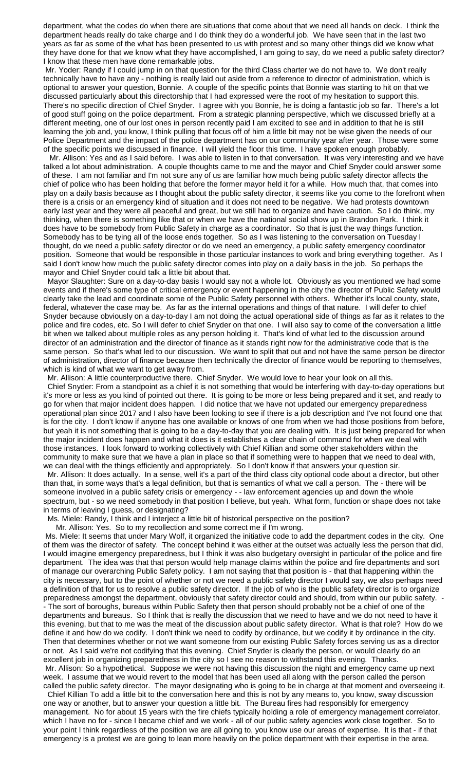department, what the codes do when there are situations that come about that we need all hands on deck. I think the department heads really do take charge and I do think they do a wonderful job. We have seen that in the last two years as far as some of the what has been presented to us with protest and so many other things did we know what they have done for that we know what they have accomplished, I am going to say, do we need a public safety director? I know that these men have done remarkable jobs.

Mr. Yoder: Randy if I could jump in on that question for the third Class charter we do not have to. We don't really technically have to have any - nothing is really laid out aside from a reference to director of administration, which is optional to answer your question, Bonnie. A couple of the specific points that Bonnie was starting to hit on that we discussed particularly about this directorship that I had expressed were the root of my hesitation to support this. There's no specific direction of Chief Snyder. I agree with you Bonnie, he is doing a fantastic job so far. There's a lot of good stuff going on the police department. From a strategic planning perspective, which we discussed briefly at a different meeting, one of our lost ones in person recently paid I am excited to see and in addition to that he is still learning the job and, you know, I think pulling that focus off of him a little bit may not be wise given the needs of our Police Department and the impact of the police department has on our community year after year. Those were some of the specific points we discussed in finance. I will yield the floor this time. I have spoken enough probably.

Mr. Allison: Yes and as I said before. I was able to listen in to that conversation. It was very interesting and we have talked a lot about administration. A couple thoughts came to me and the mayor and Chief Snyder could answer some of these. I am not familiar and I'm not sure any of us are familiar how much being public safety director affects the chief of police who has been holding that before the former mayor held it for a while. How much that, that comes into play on a daily basis because as I thought about the public safety director, it seems like you come to the forefront when there is a crisis or an emergency kind of situation and it does not need to be negative. We had protests downtown early last year and they were all peaceful and great, but we still had to organize and have caution. So I do think, my thinking, when there is something like that or when we have the national social show up in Brandon Park. I think it does have to be somebody from Public Safety in charge as a coordinator. So that is just the way things function. Somebody has to be tying all of the loose ends together. So as I was listening to the conversation on Tuesday I thought, do we need a public safety director or do we need an emergency, a public safety emergency coordinator position. Someone that would be responsible in those particular instances to work and bring everything together. As I said I don't know how much the public safety director comes into play on a daily basis in the job. So perhaps the mayor and Chief Snyder could talk a little bit about that.

Mayor Slaughter: Sure on a day-to-day basis I would say not a whole lot. Obviously as you mentioned we had some events and if there's some type of critical emergency or event happening in the city the director of Public Safety would clearly take the lead and coordinate some of the Public Safety personnel with others. Whether it's local county, state, federal, whatever the case may be. As far as the internal operations and things of that nature. I will defer to chief Snyder because obviously on a day-to-day I am not doing the actual operational side of things as far as it relates to the police and fire codes, etc. So I will defer to chief Snyder on that one. I will also say to come of the conversation a little bit when we talked about multiple roles as any person holding it. That's kind of what led to the discussion around director of an administration and the director of finance as it stands right now for the administrative code that is the same person. So that's what led to our discussion. We want to split that out and not have the same person be director of administration, director of finance because then technically the director of finance would be reporting to themselves, which is kind of what we want to get away from.

Mr. Allison: A little counterproductive there. Chief Snyder. We would love to hear your look on all this.

Chief Snyder: From a standpoint as a chief it is not something that would be interfering with day-to-day operations but it's more or less as you kind of pointed out there. It is going to be more or less being prepared and it set, and ready to go for when that major incident does happen. I did notice that we have not updated our emergency preparedness operational plan since 2017 and I also have been looking to see if there is a job description and I've not found one that is for the city. I don't know if anyone has one available or knows of one from when we had those positions from before, but yeah it is not something that is going to be a day-to-day that you are dealing with. It is just being prepared for when the major incident does happen and what it does is it establishes a clear chain of command for when we deal with those instances. I look forward to working collectively with Chief Killian and some other stakeholders within the community to make sure that we have a plan in place so that if something were to happen that we need to deal with, we can deal with the things efficiently and appropriately. So I don't know if that answers your question sir.

Mr. Allison: It does actually. In a sense, well it's a part of the third class city optional code about a director, but other than that, in some ways that's a legal definition, but that is semantics of what we call a person. The - there will be someone involved in a public safety crisis or emergency - - law enforcement agencies up and down the whole spectrum, but - so we need somebody in that position I believe, but yeah. What form, function or shape does not take in terms of leaving I guess, or designating?

Ms. Miele: Randy, I think and I interject a little bit of historical perspective on the position?

Mr. Allison: Yes. So to my recollection and some correct me if I'm wrong.

Ms. Miele: It seems that under Mary Wolf, it organized the initiative code to add the department codes in the city. One of them was the director of safety. The concept behind it was either at the outset was actually less the person that did, I would imagine emergency preparedness, but I think it was also budgetary oversight in particular of the police and fire department. The idea was that that person would help manage claims within the police and fire departments and sort of manage our overarching Public Safety policy. I am not saying that that position is - that that happening within the city is necessary, but to the point of whether or not we need a public safety director I would say, we also perhaps need a definition of that for us to resolve a public safety director. If the job of who is the public safety director is to organize preparedness amongst the department, obviously that safety director could and should, from within our public safety. - - The sort of boroughs, bureaus within Public Safety then that person should probably not be a chief of one of the departments and bureaus. So I think that is really the discussion that we need to have and we do not need to have it this evening, but that to me was the meat of the discussion about public safety director. What is that role? How do we define it and how do we codify. I don't think we need to codify by ordinance, but we codify it by ordinance in the city. Then that determines whether or not we want someone from our existing Public Safety forces serving us as a director or not. As I said we're not codifying that this evening. Chief Snyder is clearly the person, or would clearly do an excellent job in organizing preparedness in the city so I see no reason to withstand this evening. Thanks.

Mr. Allison: So a hypothetical. Suppose we were not having this discussion the night and emergency came up next week. I assume that we would revert to the model that has been used all along with the person called the person called the public safety director. The mayor designating who is going to be in charge at that moment and overseeing it.

Chief Killian To add a little bit to the conversation here and this is not by any means to, you know, sway discussion one way or another, but to answer your question a little bit. The Bureau fires had responsibly for emergency management. No for about 15 years with the fire chiefs typically holding a role of emergency management correlator, which I have no for - since I became chief and we work - all of our public safety agencies work close together. So to your point I think regardless of the position we are all going to, you know use our areas of expertise. It is that - if that emergency is a protest we are going to lean more heavily on the police department with their expertise in the area.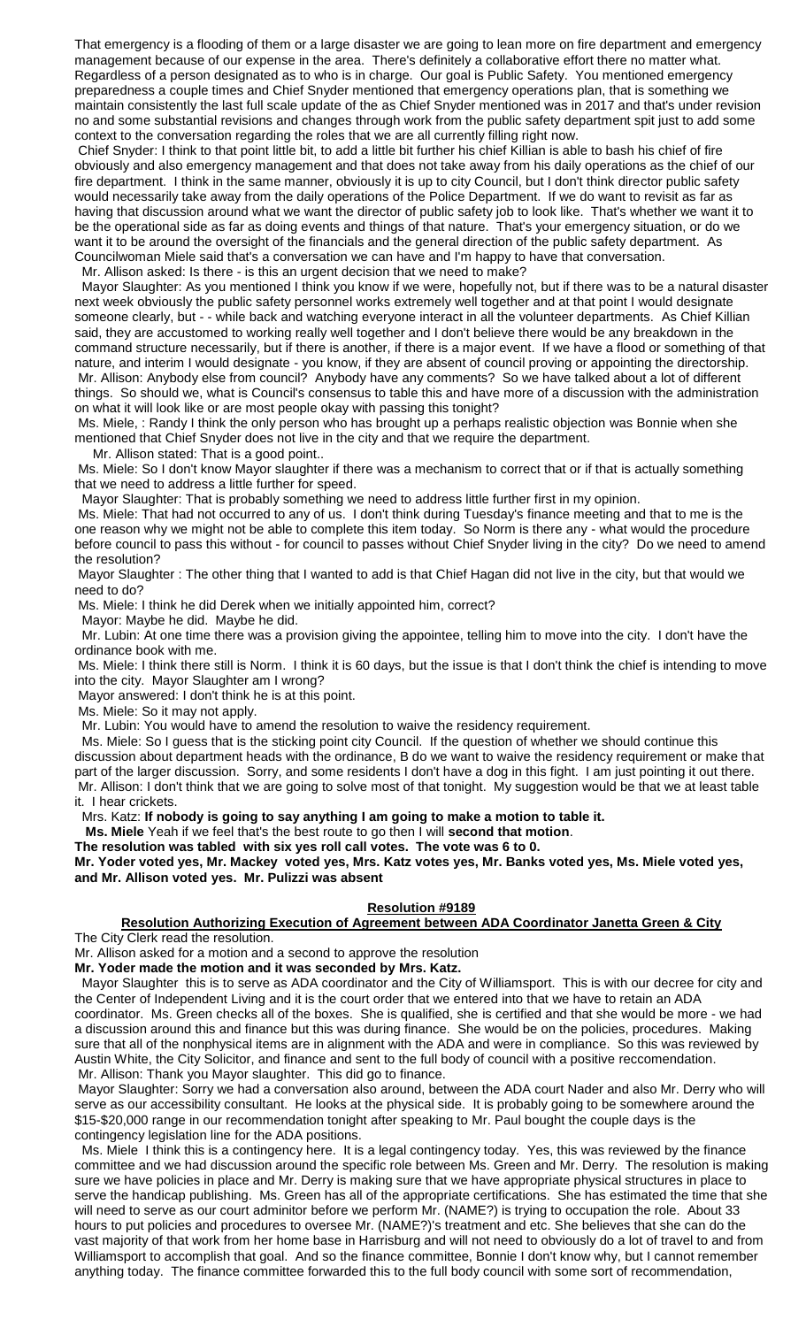That emergency is a flooding of them or a large disaster we are going to lean more on fire department and emergency management because of our expense in the area. There's definitely a collaborative effort there no matter what. Regardless of a person designated as to who is in charge. Our goal is Public Safety. You mentioned emergency preparedness a couple times and Chief Snyder mentioned that emergency operations plan, that is something we maintain consistently the last full scale update of the as Chief Snyder mentioned was in 2017 and that's under revision no and some substantial revisions and changes through work from the public safety department spit just to add some context to the conversation regarding the roles that we are all currently filling right now.

Chief Snyder: I think to that point little bit, to add a little bit further his chief Killian is able to bash his chief of fire obviously and also emergency management and that does not take away from his daily operations as the chief of our fire department. I think in the same manner, obviously it is up to city Council, but I don't think director public safety would necessarily take away from the daily operations of the Police Department. If we do want to revisit as far as having that discussion around what we want the director of public safety job to look like. That's whether we want it to be the operational side as far as doing events and things of that nature. That's your emergency situation, or do we want it to be around the oversight of the financials and the general direction of the public safety department. As Councilwoman Miele said that's a conversation we can have and I'm happy to have that conversation.

Mr. Allison asked: Is there - is this an urgent decision that we need to make?

Mayor Slaughter: As you mentioned I think you know if we were, hopefully not, but if there was to be a natural disaster next week obviously the public safety personnel works extremely well together and at that point I would designate someone clearly, but - - while back and watching everyone interact in all the volunteer departments. As Chief Killian said, they are accustomed to working really well together and I don't believe there would be any breakdown in the command structure necessarily, but if there is another, if there is a major event. If we have a flood or something of that nature, and interim I would designate - you know, if they are absent of council proving or appointing the directorship.

Mr. Allison: Anybody else from council? Anybody have any comments? So we have talked about a lot of different things. So should we, what is Council's consensus to table this and have more of a discussion with the administration on what it will look like or are most people okay with passing this tonight?

Ms. Miele, : Randy I think the only person who has brought up a perhaps realistic objection was Bonnie when she mentioned that Chief Snyder does not live in the city and that we require the department.

Mr. Allison stated: That is a good point..

Ms. Miele: So I don't know Mayor slaughter if there was a mechanism to correct that or if that is actually something that we need to address a little further for speed.

Mayor Slaughter: That is probably something we need to address little further first in my opinion.

Ms. Miele: That had not occurred to any of us. I don't think during Tuesday's finance meeting and that to me is the one reason why we might not be able to complete this item today. So Norm is there any - what would the procedure before council to pass this without - for council to passes without Chief Snyder living in the city? Do we need to amend the resolution?

Mayor Slaughter : The other thing that I wanted to add is that Chief Hagan did not live in the city, but that would we need to do?

Ms. Miele: I think he did Derek when we initially appointed him, correct?

Mayor: Maybe he did. Maybe he did.

Mr. Lubin: At one time there was a provision giving the appointee, telling him to move into the city. I don't have the ordinance book with me.

Ms. Miele: I think there still is Norm. I think it is 60 days, but the issue is that I don't think the chief is intending to move into the city. Mayor Slaughter am I wrong?

Mayor answered: I don't think he is at this point.

Ms. Miele: So it may not apply.

Mr. Lubin: You would have to amend the resolution to waive the residency requirement.

Ms. Miele: So I guess that is the sticking point city Council. If the question of whether we should continue this discussion about department heads with the ordinance, B do we want to waive the residency requirement or make that part of the larger discussion. Sorry, and some residents I don't have a dog in this fight. I am just pointing it out there.

Mr. Allison: I don't think that we are going to solve most of that tonight. My suggestion would be that we at least table it. I hear crickets.

Mrs. Katz: **If nobody is going to say anything I am going to make a motion to table it.**

**Ms. Miele** Yeah if we feel that's the best route to go then I will **second that motion**.

**The resolution was tabled with six yes roll call votes. The vote was 6 to 0.**

**Mr. Yoder voted yes, Mr. Mackey voted yes, Mrs. Katz votes yes, Mr. Banks voted yes, Ms. Miele voted yes, and Mr. Allison voted yes. Mr. Pulizzi was absent**

## Resolution #9189

### Resolution Authorizing Execution of Agreement between ADA Coordinator Janetta Green & City

The City Clerk read the resolution.

Mr. Allison asked for a motion and a second to approve the resolution

**Mr. Yoder made the motion and it was seconded by Mrs. Katz.**

Mayor Slaughter this is to serve as ADA coordinator and the City of Williamsport. This is with our decree for city and the Center of Independent Living and it is the court order that we entered into that we have to retain an ADA coordinator. Ms. Green checks all of the boxes. She is qualified, she is certified and that she would be more - we had a discussion around this and finance but this was during finance. She would be on the policies, procedures. Making sure that all of the nonphysical items are in alignment with the ADA and were in compliance. So this was reviewed by Austin White, the City Solicitor, and finance and sent to the full body of council with a positive reccomendation.

Mr. Allison: Thank you Mayor slaughter. This did go to finance.

Mayor Slaughter: Sorry we had a conversation also around, between the ADA court Nader and also Mr. Derry who will serve as our accessibility consultant. He looks at the physical side. It is probably going to be somewhere around the $15-$20,000 range in our recommendation tonight after speaking to Mr. Paul bought the couple days is the contingency legislation line for the ADA positions.

Ms. Miele I think this is a contingency here. It is a legal contingency today. Yes, this was reviewed by the finance committee and we had discussion around the specific role between Ms. Green and Mr. Derry. The resolution is making sure we have policies in place and Mr. Derry is making sure that we have appropriate physical structures in place to serve the handicap publishing. Ms. Green has all of the appropriate certifications. She has estimated the time that she will need to serve as our court adminitor before we perform Mr. (NAME?) is trying to occupation the role. About 33 hours to put policies and procedures to oversee Mr. (NAME?)'s treatment and etc. She believes that she can do the vast majority of that work from her home base in Harrisburg and will not need to obviously do a lot of travel to and from Williamsport to accomplish that goal. And so the finance committee, Bonnie I don't know why, but I cannot remember anything today. The finance committee forwarded this to the full body council with some sort of recommendation,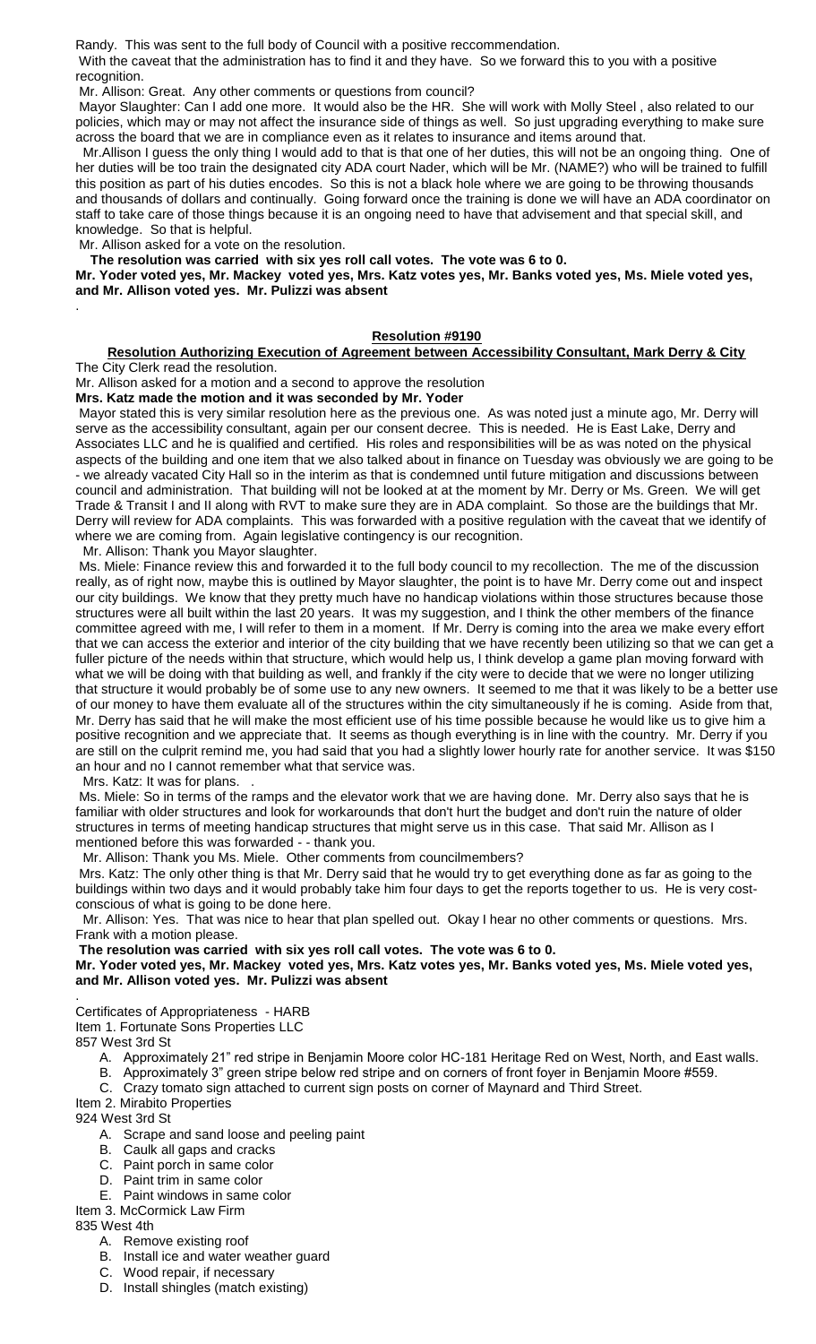Randy. This was sent to the full body of Council with a positive reccommendation.

With the caveat that the administration has to find it and they have. So we forward this to you with a positive recognition.

Mr. Allison: Great. Any other comments or questions from council?

Mayor Slaughter: Can I add one more. It would also be the HR. She will work with Molly Steel , also related to our policies, which may or may not affect the insurance side of things as well. So just upgrading everything to make sure across the board that we are in compliance even as it relates to insurance and items around that.

Mr.Allison I guess the only thing I would add to that is that one of her duties, this will not be an ongoing thing. One of her duties will be too train the designated city ADA court Nader, which will be Mr. (NAME?) who will be trained to fulfill this position as part of his duties encodes. So this is not a black hole where we are going to be throwing thousands and thousands of dollars and continually. Going forward once the training is done we will have an ADA coordinator on staff to take care of those things because it is an ongoing need to have that advisement and that special skill, and knowledge. So that is helpful.

Mr. Allison asked for a vote on the resolution.

**The resolution was carried with six yes roll call votes. The vote was 6 to 0.**

**Mr. Yoder voted yes, Mr. Mackey voted yes, Mrs. Katz votes yes, Mr. Banks voted yes, Ms. Miele voted yes, and Mr. Allison voted yes. Mr. Pulizzi was absent**

.

**Resolution #9190**

**Resolution Authorizing Execution of Agreement between Accessibility Consultant, Mark Derry & City**

The City Clerk read the resolution.

Mr. Allison asked for a motion and a second to approve the resolution

**Mrs. Katz made the motion and it was seconded by Mr. Yoder**

Mayor stated this is very similar resolution here as the previous one. As was noted just a minute ago, Mr. Derry will serve as the accessibility consultant, again per our consent decree. This is needed. He is East Lake, Derry and Associates LLC and he is qualified and certified. His roles and responsibilities will be as was noted on the physical aspects of the building and one item that we also talked about in finance on Tuesday was obviously we are going to be - we already vacated City Hall so in the interim as that is condemned until future mitigation and discussions between council and administration. That building will not be looked at at the moment by Mr. Derry or Ms. Green. We will get Trade & Transit I and II along with RVT to make sure they are in ADA complaint. So those are the buildings that Mr. Derry will review for ADA complaints. This was forwarded with a positive regulation with the caveat that we identify of where we are coming from. Again legislative contingency is our recognition.

Mr. Allison: Thank you Mayor slaughter.

Ms. Miele: Finance review this and forwarded it to the full body council to my recollection. The me of the discussion really, as of right now, maybe this is outlined by Mayor slaughter, the point is to have Mr. Derry come out and inspect our city buildings. We know that they pretty much have no handicap violations within those structures because those structures were all built within the last 20 years. It was my suggestion, and I think the other members of the finance committee agreed with me, I will refer to them in a moment. If Mr. Derry is coming into the area we make every effort that we can access the exterior and interior of the city building that we have recently been utilizing so that we can get a fuller picture of the needs within that structure, which would help us, I think develop a game plan moving forward with what we will be doing with that building as well, and frankly if the city were to decide that we were no longer utilizing that structure it would probably be of some use to any new owners. It seemed to me that it was likely to be a better use of our money to have them evaluate all of the structures within the city simultaneously if he is coming. Aside from that, Mr. Derry has said that he will make the most efficient use of his time possible because he would like us to give him a positive recognition and we appreciate that. It seems as though everything is in line with the country. Mr. Derry if you are still on the culprit remind me, you had said that you had a slightly lower hourly rate for another service. It was $150 an hour and no I cannot remember what that service was.

Mrs. Katz: It was for plans. .

Ms. Miele: So in terms of the ramps and the elevator work that we are having done. Mr. Derry also says that he is familiar with older structures and look for workarounds that don't hurt the budget and don't ruin the nature of older structures in terms of meeting handicap structures that might serve us in this case. That said Mr. Allison as I mentioned before this was forwarded - - thank you.

Mr. Allison: Thank you Ms. Miele. Other comments from councilmembers?

Mrs. Katz: The only other thing is that Mr. Derry said that he would try to get everything done as far as going to the buildings within two days and it would probably take him four days to get the reports together to us. He is very cost-conscious of what is going to be done here.

Mr. Allison: Yes. That was nice to hear that plan spelled out. Okay I hear no other comments or questions. Mrs. Frank with a motion please.

**The resolution was carried with six yes roll call votes. The vote was 6 to 0.**

**Mr. Yoder voted yes, Mr. Mackey voted yes, Mrs. Katz votes yes, Mr. Banks voted yes, Ms. Miele voted yes, and Mr. Allison voted yes. Mr. Pulizzi was absent**

.

Certificates of Appropriateness - HARB

Item 1. Fortunate Sons Properties LLC

857 West 3rd St

A. Approximately 21" red stripe in Benjamin Moore color HC-181 Heritage Red on West, North, and East walls.
B. Approximately 3" green stripe below red stripe and on corners of front foyer in Benjamin Moore #559.
C. Crazy tomato sign attached to current sign posts on corner of Maynard and Third Street.

Item 2. Mirabito Properties

924 West 3rd St

A. Scrape and sand loose and peeling paint
B. Caulk all gaps and cracks
C. Paint porch in same color
D. Paint trim in same color
E. Paint windows in same color

Item 3. McCormick Law Firm

835 West 4th

A. Remove existing roof
B. Install ice and water weather guard
C. Wood repair, if necessary
D. Install shingles (match existing)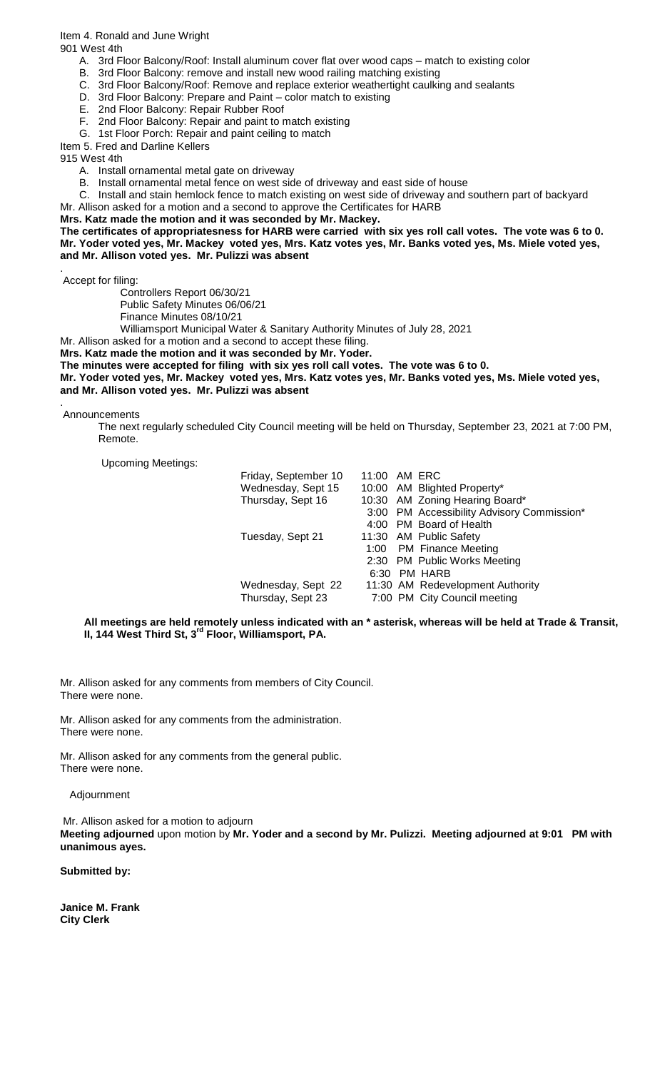Item 4. Ronald and June Wright
901 West 4th

A. 3rd Floor Balcony/Roof: Install aluminum cover flat over wood caps – match to existing color
B. 3rd Floor Balcony: remove and install new wood railing matching existing
C. 3rd Floor Balcony/Roof: Remove and replace exterior weathertight caulking and sealants
D. 3rd Floor Balcony: Prepare and Paint – color match to existing
E. 2nd Floor Balcony: Repair Rubber Roof
F. 2nd Floor Balcony: Repair and paint to match existing
G. 1st Floor Porch: Repair and paint ceiling to match

Item 5. Fred and Darline Kellers
915 West 4th

A. Install ornamental metal gate on driveway
B. Install ornamental metal fence on west side of driveway and east side of house
C. Install and stain hemlock fence to match existing on west side of driveway and southern part of backyard

Mr. Allison asked for a motion and a second to approve the Certificates for HARB
**Mrs. Katz made the motion and it was seconded by Mr. Mackey.**
**The certificates of appropriatesness for HARB were carried with six yes roll call votes. The vote was 6 to 0. Mr. Yoder voted yes, Mr. Mackey voted yes, Mrs. Katz votes yes, Mr. Banks voted yes, Ms. Miele voted yes, and Mr. Allison voted yes. Mr. Pulizzi was absent**

.
Accept for filing:

Controllers Report 06/30/21
Public Safety Minutes 06/06/21
Finance Minutes 08/10/21
Williamsport Municipal Water & Sanitary Authority Minutes of July 28, 2021

Mr. Allison asked for a motion and a second to accept these filing.
**Mrs. Katz made the motion and it was seconded by Mr. Yoder.**
**The minutes were accepted for filing with six yes roll call votes. The vote was 6 to 0.**
**Mr. Yoder voted yes, Mr. Mackey voted yes, Mrs. Katz votes yes, Mr. Banks voted yes, Ms. Miele voted yes, and Mr. Allison voted yes. Mr. Pulizzi was absent**

.
Announcements

The next regularly scheduled City Council meeting will be held on Thursday, September 23, 2021 at 7:00 PM, Remote.

Upcoming Meetings:

| | | |
|---|---|---|
| Friday, September 10 | 11:00 AM | ERC |
| Wednesday, Sept 15 | 10:00 AM | Blighted Property* |
| Thursday, Sept 16 | 10:30 AM | Zoning Hearing Board* |
| | 3:00 PM | Accessibility Advisory Commission* |
| | 4:00 PM | Board of Health |
| Tuesday, Sept 21 | 11:30 AM | Public Safety |
| | 1:00 PM | Finance Meeting |
| | 2:30 PM | Public Works Meeting |
| | 6:30 PM | HARB |
| Wednesday, Sept 22 | 11:30 AM | Redevelopment Authority |
| Thursday, Sept 23 | 7:00 PM | City Council meeting |

**All meetings are held remotely unless indicated with an * asterisk, whereas will be held at Trade & Transit, II, 144 West Third St, 3rd Floor, Williamsport, PA.**

Mr. Allison asked for any comments from members of City Council.
There were none.

Mr. Allison asked for any comments from the administration.
There were none.

Mr. Allison asked for any comments from the general public.
There were none.

Adjournment

Mr. Allison asked for a motion to adjourn
**Meeting adjourned** upon motion by **Mr. Yoder and a second by Mr. Pulizzi. Meeting adjourned at 9:01 PM with unanimous ayes.**

**Submitted by:**

**Janice M. Frank**
**City Clerk**